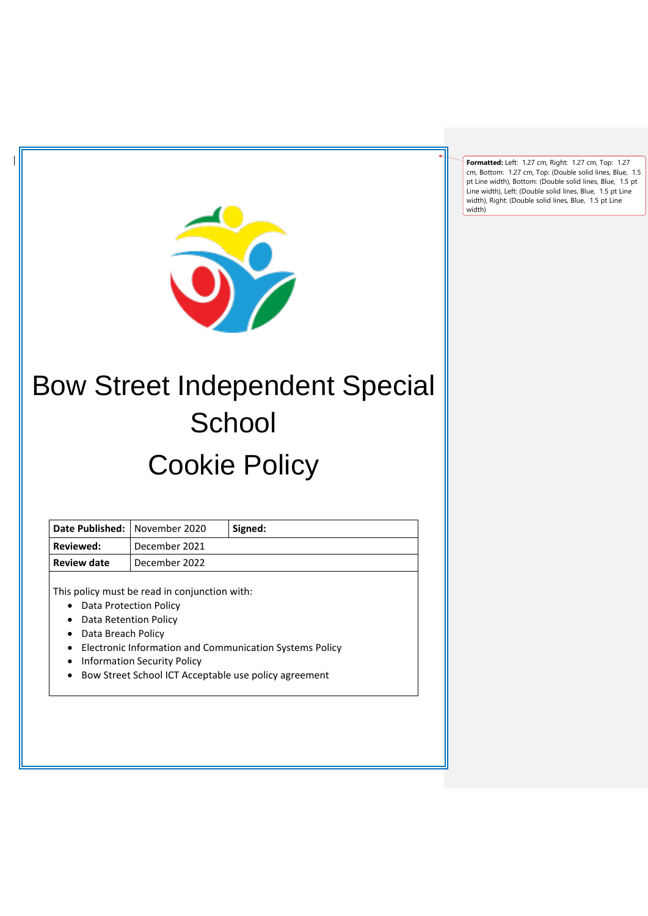# Bow Street Independent Special School

# Cookie Policy

| **Date Published:** | November 2020 | **Signed:** |
|---|---|---|
| **Reviewed:** | December 2021 | |
| **Review date** | December 2022 | |

This policy must be read in conjunction with:

- Data Protection Policy
- Data Retention Policy
- Data Breach Policy
- Electronic Information and Communication Systems Policy
- Information Security Policy
- Bow Street School ICT Acceptable use policy agreement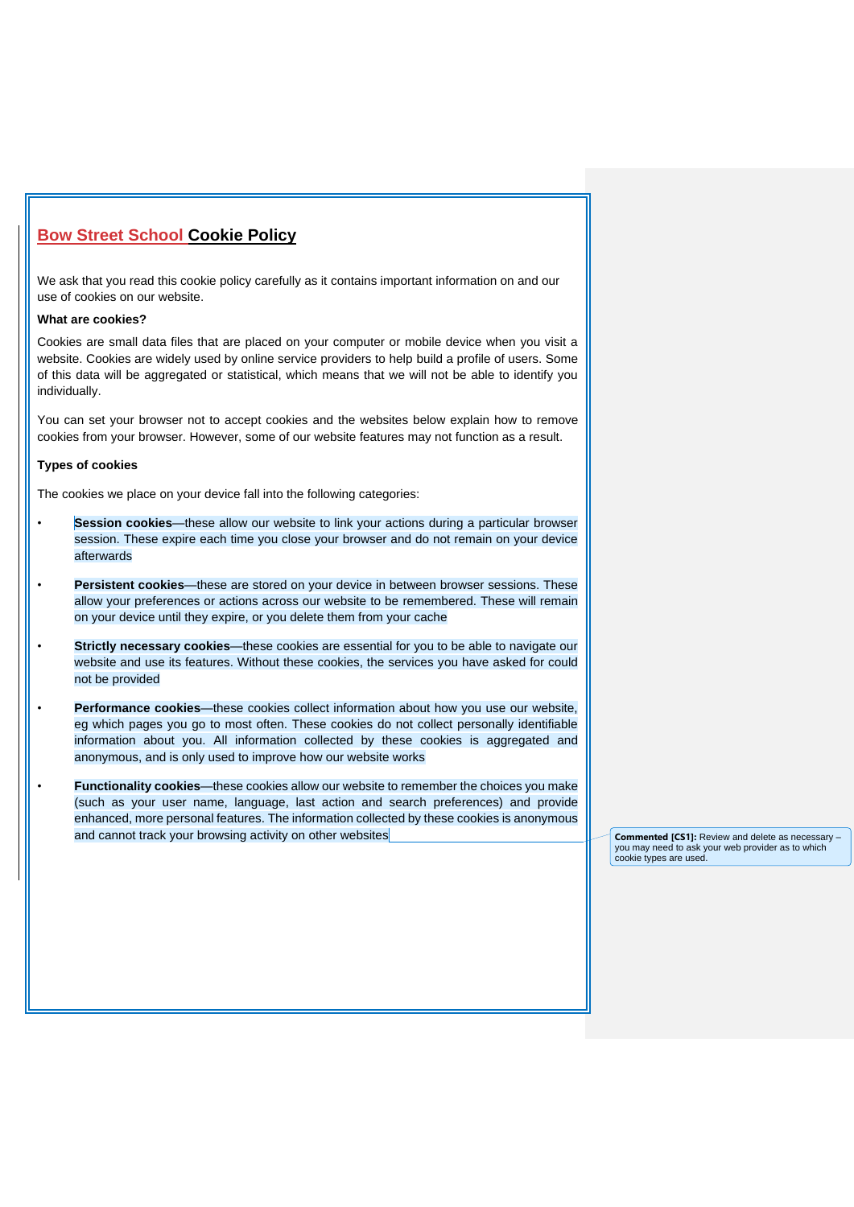# Bow Street School Cookie Policy

We ask that you read this cookie policy carefully as it contains important information on and our use of cookies on our website.

**What are cookies?**

Cookies are small data files that are placed on your computer or mobile device when you visit a website. Cookies are widely used by online service providers to help build a profile of users. Some of this data will be aggregated or statistical, which means that we will not be able to identify you individually.

You can set your browser not to accept cookies and the websites below explain how to remove cookies from your browser. However, some of our website features may not function as a result.

**Types of cookies**

The cookies we place on your device fall into the following categories:

- **Session cookies**—these allow our website to link your actions during a particular browser session. These expire each time you close your browser and do not remain on your device afterwards
- **Persistent cookies**—these are stored on your device in between browser sessions. These allow your preferences or actions across our website to be remembered. These will remain on your device until they expire, or you delete them from your cache
- **Strictly necessary cookies**—these cookies are essential for you to be able to navigate our website and use its features. Without these cookies, the services you have asked for could not be provided
- **Performance cookies**—these cookies collect information about how you use our website, eg which pages you go to most often. These cookies do not collect personally identifiable information about you. All information collected by these cookies is aggregated and anonymous, and is only used to improve how our website works
- **Functionality cookies**—these cookies allow our website to remember the choices you make (such as your user name, language, last action and search preferences) and provide enhanced, more personal features. The information collected by these cookies is anonymous and cannot track your browsing activity on other websites

**Commented [CS1]:** Review and delete as necessary – you may need to ask your web provider as to which cookie types are used.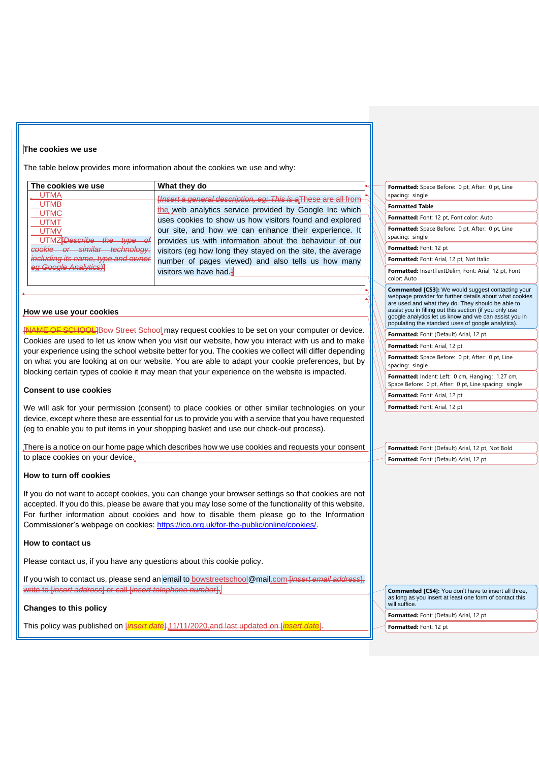**The cookies we use**

The table below provides more information about the cookies we use and why:

| The cookies we use | What they do |
|---|---|
| UTMA<br>UTMB<br>UTMC<br>UTMT<br>UTMV<br>UTMZ | These are all from the web analytics service provided by Google Inc which uses cookies to show us how visitors found and explored our site, and how we can enhance their experience. It provides us with information about the behaviour of our visitors (eg how long they stayed on the site, the average number of pages viewed) and also tells us how many visitors we have had. |

**How we use your cookies**

Bow Street School may request cookies to be set on your computer or device. Cookies are used to let us know when you visit our website, how you interact with us and to make your experience using the school website better for you. The cookies we collect will differ depending on what you are looking at on our website. You are able to adapt your cookie preferences, but by blocking certain types of cookie it may mean that your experience on the website is impacted.

**Consent to use cookies**

We will ask for your permission (consent) to place cookies or other similar technologies on your device, except where these are essential for us to provide you with a service that you have requested (eg to enable you to put items in your shopping basket and use our check-out process).

There is a notice on our home page which describes how we use cookies and requests your consent to place cookies on your device.

**How to turn off cookies**

If you do not want to accept cookies, you can change your browser settings so that cookies are not accepted. If you do this, please be aware that you may lose some of the functionality of this website. For further information about cookies and how to disable them please go to the Information Commissioner's webpage on cookies: https://ico.org.uk/for-the-public/online/cookies/.

**How to contact us**

Please contact us, if you have any questions about this cookie policy.

If you wish to contact us, please send an email to bowstreetschool@mail.com.

**Changes to this policy**

This policy was published on 11/11/2020.